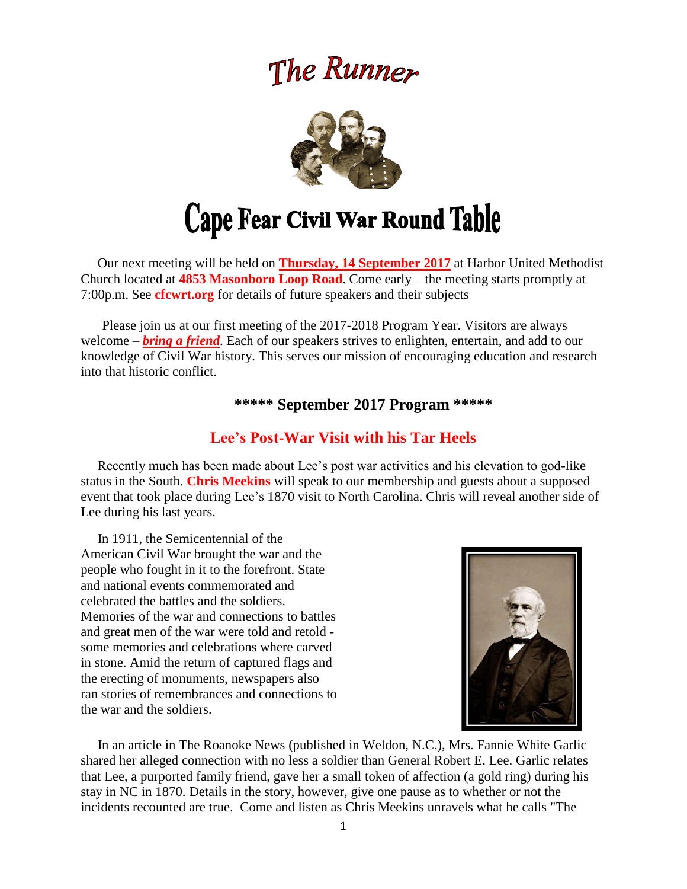# The Runner

# Cape Fear Civil War Round Table

Our next meeting will be held on **Thursday, 14 September 2017** at Harbor United Methodist Church located at **4853 Masonboro Loop Road**. Come early – the meeting starts promptly at 7:00p.m. See **cfcwrt.org** for details of future speakers and their subjects

Please join us at our first meeting of the 2017-2018 Program Year. Visitors are always welcome – ***bring a friend***. Each of our speakers strives to enlighten, entertain, and add to our knowledge of Civil War history. This serves our mission of encouraging education and research into that historic conflict.

### ***** September 2017 Program *****

## Lee's Post-War Visit with his Tar Heels

Recently much has been made about Lee's post war activities and his elevation to god-like status in the South. **Chris Meekins** will speak to our membership and guests about a supposed event that took place during Lee's 1870 visit to North Carolina. Chris will reveal another side of Lee during his last years.

In 1911, the Semicentennial of the American Civil War brought the war and the people who fought in it to the forefront. State and national events commemorated and celebrated the battles and the soldiers. Memories of the war and connections to battles and great men of the war were told and retold - some memories and celebrations where carved in stone. Amid the return of captured flags and the erecting of monuments, newspapers also ran stories of remembrances and connections to the war and the soldiers.

In an article in The Roanoke News (published in Weldon, N.C.), Mrs. Fannie White Garlic shared her alleged connection with no less a soldier than General Robert E. Lee. Garlic relates that Lee, a purported family friend, gave her a small token of affection (a gold ring) during his stay in NC in 1870. Details in the story, however, give one pause as to whether or not the incidents recounted are true. Come and listen as Chris Meekins unravels what he calls "The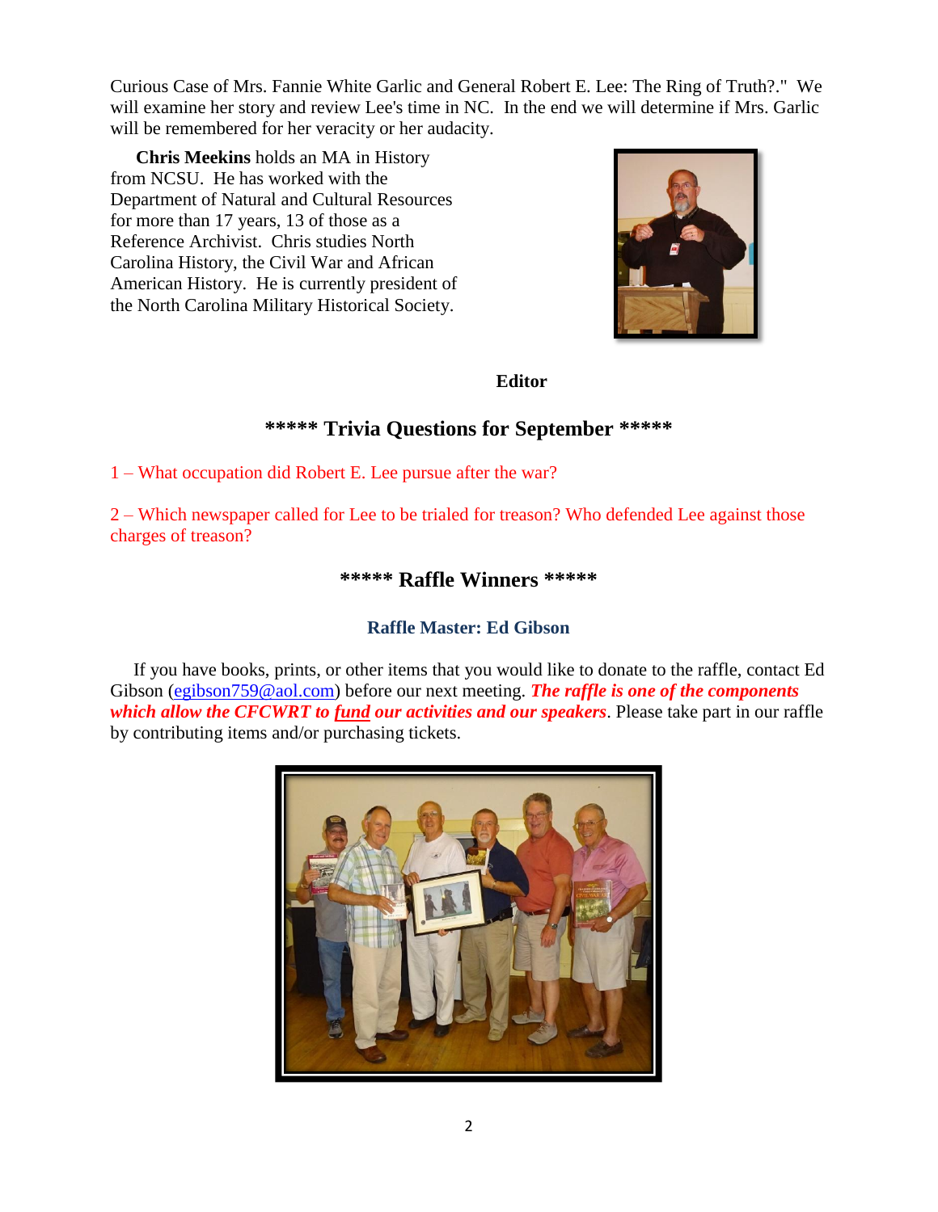Curious Case of Mrs. Fannie White Garlic and General Robert E. Lee: The Ring of Truth?." We will examine her story and review Lee's time in NC. In the end we will determine if Mrs. Garlic will be remembered for her veracity or her audacity.

**Chris Meekins** holds an MA in History from NCSU. He has worked with the Department of Natural and Cultural Resources for more than 17 years, 13 of those as a Reference Archivist. Chris studies North Carolina History, the Civil War and African American History. He is currently president of the North Carolina Military Historical Society.

**Editor**

## ***** Trivia Questions for September *****

1 – What occupation did Robert E. Lee pursue after the war?

2 – Which newspaper called for Lee to be trialed for treason? Who defended Lee against those charges of treason?

## ***** Raffle Winners *****

### Raffle Master: Ed Gibson

If you have books, prints, or other items that you would like to donate to the raffle, contact Ed Gibson (egibson759@aol.com) before our next meeting. ***The raffle is one of the components which allow the CFCWRT to fund our activities and our speakers***. Please take part in our raffle by contributing items and/or purchasing tickets.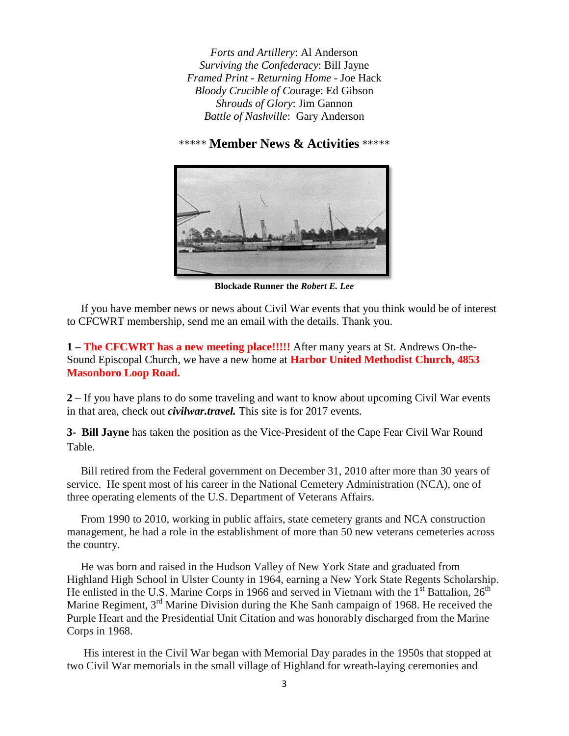*Forts and Artillery*: Al Anderson
*Surviving the Confederacy*: Bill Jayne
*Framed Print - Returning Home* - Joe Hack
*Bloody Crucible of Courage*: Ed Gibson
*Shrouds of Glory*: Jim Gannon
*Battle of Nashville*: Gary Anderson

## ***** Member News & Activities *****

**Blockade Runner the *Robert E. Lee***

If you have member news or news about Civil War events that you think would be of interest to CFCWRT membership, send me an email with the details. Thank you.

**1 – The CFCWRT has a new meeting place!!!!!** After many years at St. Andrews On-the-Sound Episcopal Church, we have a new home at **Harbor United Methodist Church, 4853 Masonboro Loop Road.**

**2** – If you have plans to do some traveling and want to know about upcoming Civil War events in that area, check out ***civilwar.travel.*** This site is for 2017 events.

**3- Bill Jayne** has taken the position as the Vice-President of the Cape Fear Civil War Round Table.

Bill retired from the Federal government on December 31, 2010 after more than 30 years of service. He spent most of his career in the National Cemetery Administration (NCA), one of three operating elements of the U.S. Department of Veterans Affairs.

From 1990 to 2010, working in public affairs, state cemetery grants and NCA construction management, he had a role in the establishment of more than 50 new veterans cemeteries across the country.

He was born and raised in the Hudson Valley of New York State and graduated from Highland High School in Ulster County in 1964, earning a New York State Regents Scholarship. He enlisted in the U.S. Marine Corps in 1966 and served in Vietnam with the 1st Battalion, 26th Marine Regiment, 3rd Marine Division during the Khe Sanh campaign of 1968. He received the Purple Heart and the Presidential Unit Citation and was honorably discharged from the Marine Corps in 1968.

His interest in the Civil War began with Memorial Day parades in the 1950s that stopped at two Civil War memorials in the small village of Highland for wreath-laying ceremonies and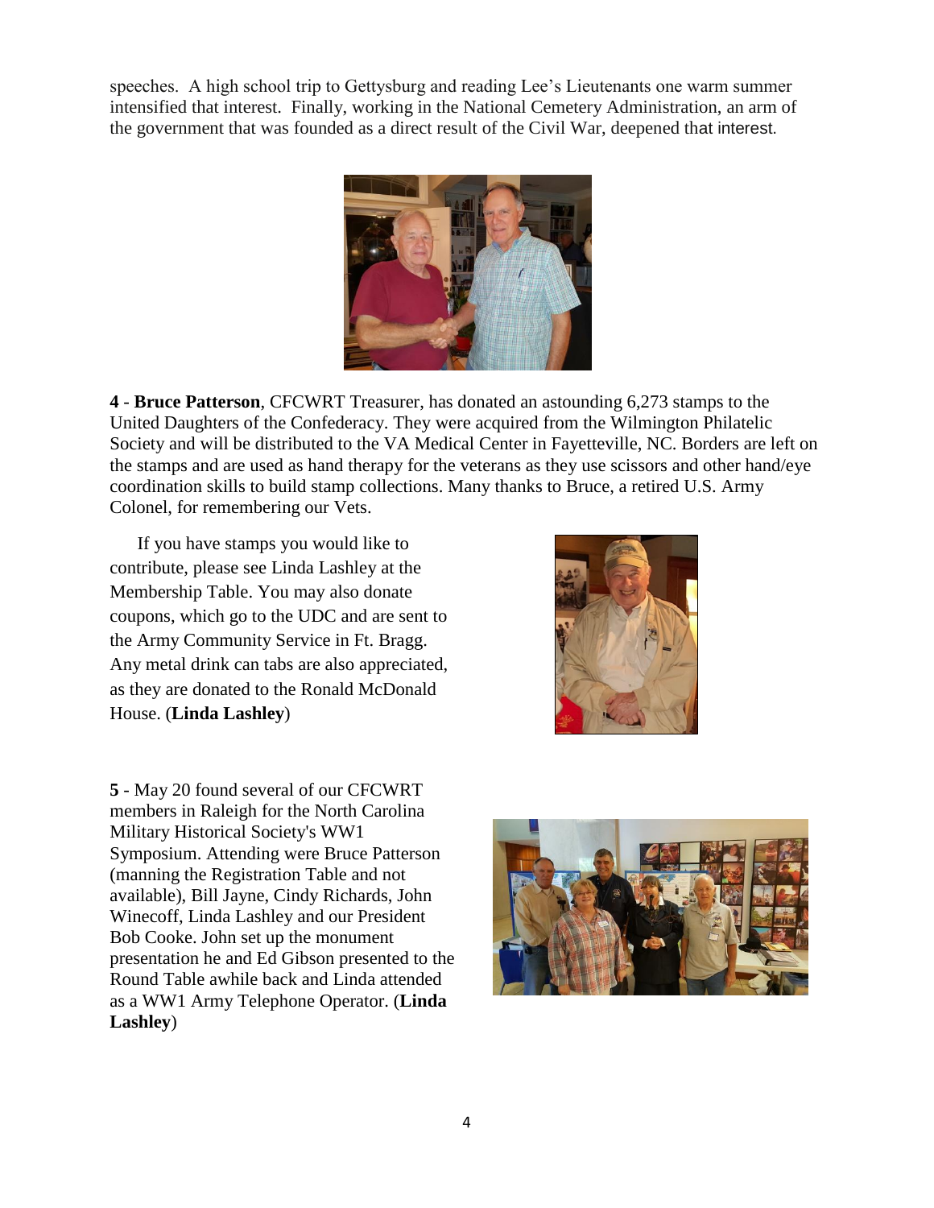speeches. A high school trip to Gettysburg and reading Lee's Lieutenants one warm summer intensified that interest. Finally, working in the National Cemetery Administration, an arm of the government that was founded as a direct result of the Civil War, deepened that interest.

**4** - **Bruce Patterson**, CFCWRT Treasurer, has donated an astounding 6,273 stamps to the United Daughters of the Confederacy. They were acquired from the Wilmington Philatelic Society and will be distributed to the VA Medical Center in Fayetteville, NC. Borders are left on the stamps and are used as hand therapy for the veterans as they use scissors and other hand/eye coordination skills to build stamp collections. Many thanks to Bruce, a retired U.S. Army Colonel, for remembering our Vets.

If you have stamps you would like to contribute, please see Linda Lashley at the Membership Table. You may also donate coupons, which go to the UDC and are sent to the Army Community Service in Ft. Bragg. Any metal drink can tabs are also appreciated, as they are donated to the Ronald McDonald House. (**Linda Lashley**)

**5** - May 20 found several of our CFCWRT members in Raleigh for the North Carolina Military Historical Society's WW1 Symposium. Attending were Bruce Patterson (manning the Registration Table and not available), Bill Jayne, Cindy Richards, John Winecoff, Linda Lashley and our President Bob Cooke. John set up the monument presentation he and Ed Gibson presented to the Round Table awhile back and Linda attended as a WW1 Army Telephone Operator. (**Linda Lashley**)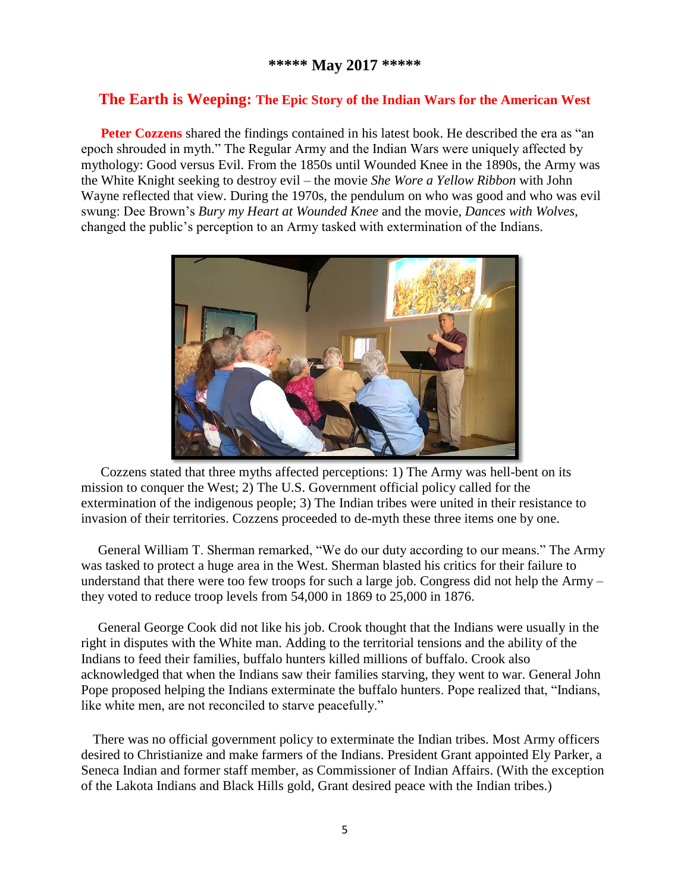**\*\*\*\*\* May 2017 \*\*\*\*\***

## The Earth is Weeping: The Epic Story of the Indian Wars for the American West

**Peter Cozzens** shared the findings contained in his latest book. He described the era as "an epoch shrouded in myth." The Regular Army and the Indian Wars were uniquely affected by mythology: Good versus Evil. From the 1850s until Wounded Knee in the 1890s, the Army was the White Knight seeking to destroy evil – the movie *She Wore a Yellow Ribbon* with John Wayne reflected that view. During the 1970s, the pendulum on who was good and who was evil swung: Dee Brown's *Bury my Heart at Wounded Knee* and the movie, *Dances with Wolves*, changed the public's perception to an Army tasked with extermination of the Indians.

Cozzens stated that three myths affected perceptions: 1) The Army was hell-bent on its mission to conquer the West; 2) The U.S. Government official policy called for the extermination of the indigenous people; 3) The Indian tribes were united in their resistance to invasion of their territories. Cozzens proceeded to de-myth these three items one by one.

General William T. Sherman remarked, "We do our duty according to our means." The Army was tasked to protect a huge area in the West. Sherman blasted his critics for their failure to understand that there were too few troops for such a large job. Congress did not help the Army – they voted to reduce troop levels from 54,000 in 1869 to 25,000 in 1876.

General George Cook did not like his job. Crook thought that the Indians were usually in the right in disputes with the White man. Adding to the territorial tensions and the ability of the Indians to feed their families, buffalo hunters killed millions of buffalo. Crook also acknowledged that when the Indians saw their families starving, they went to war. General John Pope proposed helping the Indians exterminate the buffalo hunters. Pope realized that, "Indians, like white men, are not reconciled to starve peacefully."

There was no official government policy to exterminate the Indian tribes. Most Army officers desired to Christianize and make farmers of the Indians. President Grant appointed Ely Parker, a Seneca Indian and former staff member, as Commissioner of Indian Affairs. (With the exception of the Lakota Indians and Black Hills gold, Grant desired peace with the Indian tribes.)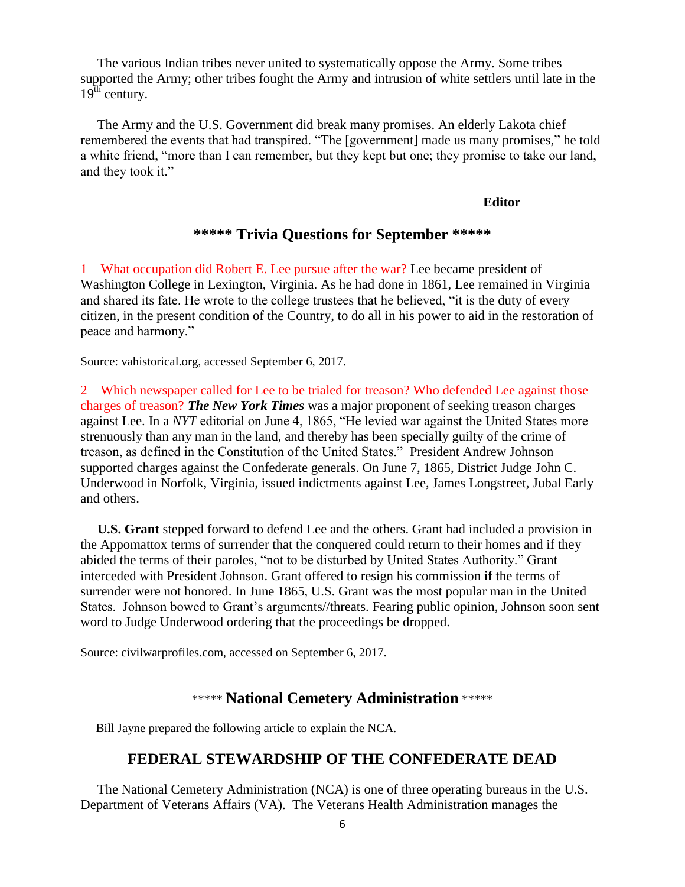The various Indian tribes never united to systematically oppose the Army. Some tribes supported the Army; other tribes fought the Army and intrusion of white settlers until late in the 19th century.

The Army and the U.S. Government did break many promises. An elderly Lakota chief remembered the events that had transpired. "The [government] made us many promises," he told a white friend, "more than I can remember, but they kept but one; they promise to take our land, and they took it."

**Editor**

## ***** Trivia Questions for September *****

1 – What occupation did Robert E. Lee pursue after the war? Lee became president of Washington College in Lexington, Virginia. As he had done in 1861, Lee remained in Virginia and shared its fate. He wrote to the college trustees that he believed, "it is the duty of every citizen, in the present condition of the Country, to do all in his power to aid in the restoration of peace and harmony."

Source: vahistorical.org, accessed September 6, 2017.

2 – Which newspaper called for Lee to be trialed for treason? Who defended Lee against those charges of treason? ***The New York Times*** was a major proponent of seeking treason charges against Lee. In a *NYT* editorial on June 4, 1865, "He levied war against the United States more strenuously than any man in the land, and thereby has been specially guilty of the crime of treason, as defined in the Constitution of the United States." President Andrew Johnson supported charges against the Confederate generals. On June 7, 1865, District Judge John C. Underwood in Norfolk, Virginia, issued indictments against Lee, James Longstreet, Jubal Early and others.

**U.S. Grant** stepped forward to defend Lee and the others. Grant had included a provision in the Appomattox terms of surrender that the conquered could return to their homes and if they abided the terms of their paroles, "not to be disturbed by United States Authority." Grant interceded with President Johnson. Grant offered to resign his commission **if** the terms of surrender were not honored. In June 1865, U.S. Grant was the most popular man in the United States. Johnson bowed to Grant's arguments//threats. Fearing public opinion, Johnson soon sent word to Judge Underwood ordering that the proceedings be dropped.

Source: civilwarprofiles.com, accessed on September 6, 2017.

## ***** National Cemetery Administration *****

Bill Jayne prepared the following article to explain the NCA.

## FEDERAL STEWARDSHIP OF THE CONFEDERATE DEAD

The National Cemetery Administration (NCA) is one of three operating bureaus in the U.S. Department of Veterans Affairs (VA). The Veterans Health Administration manages the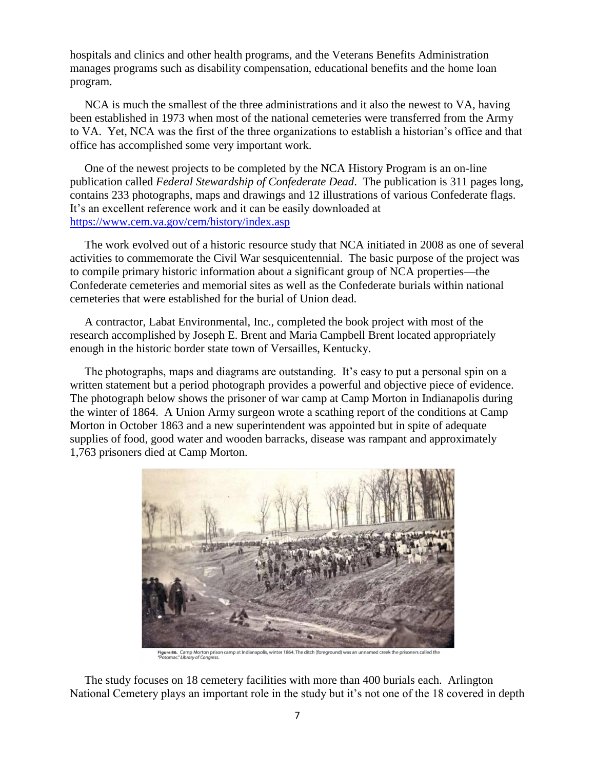hospitals and clinics and other health programs, and the Veterans Benefits Administration manages programs such as disability compensation, educational benefits and the home loan program.

NCA is much the smallest of the three administrations and it also the newest to VA, having been established in 1973 when most of the national cemeteries were transferred from the Army to VA. Yet, NCA was the first of the three organizations to establish a historian's office and that office has accomplished some very important work.

One of the newest projects to be completed by the NCA History Program is an on-line publication called *Federal Stewardship of Confederate Dead*. The publication is 311 pages long, contains 233 photographs, maps and drawings and 12 illustrations of various Confederate flags. It's an excellent reference work and it can be easily downloaded at https://www.cem.va.gov/cem/history/index.asp

The work evolved out of a historic resource study that NCA initiated in 2008 as one of several activities to commemorate the Civil War sesquicentennial. The basic purpose of the project was to compile primary historic information about a significant group of NCA properties—the Confederate cemeteries and memorial sites as well as the Confederate burials within national cemeteries that were established for the burial of Union dead.

A contractor, Labat Environmental, Inc., completed the book project with most of the research accomplished by Joseph E. Brent and Maria Campbell Brent located appropriately enough in the historic border state town of Versailles, Kentucky.

The photographs, maps and diagrams are outstanding. It's easy to put a personal spin on a written statement but a period photograph provides a powerful and objective piece of evidence. The photograph below shows the prisoner of war camp at Camp Morton in Indianapolis during the winter of 1864. A Union Army surgeon wrote a scathing report of the conditions at Camp Morton in October 1863 and a new superintendent was appointed but in spite of adequate supplies of food, good water and wooden barracks, disease was rampant and approximately 1,763 prisoners died at Camp Morton.

**Figure 86.** Camp Morton prison camp at Indianapolis, winter 1864. The ditch (foreground) was an unnamed creek the prisoners called the "Potomac." *Library of Congress.*

The study focuses on 18 cemetery facilities with more than 400 burials each. Arlington National Cemetery plays an important role in the study but it's not one of the 18 covered in depth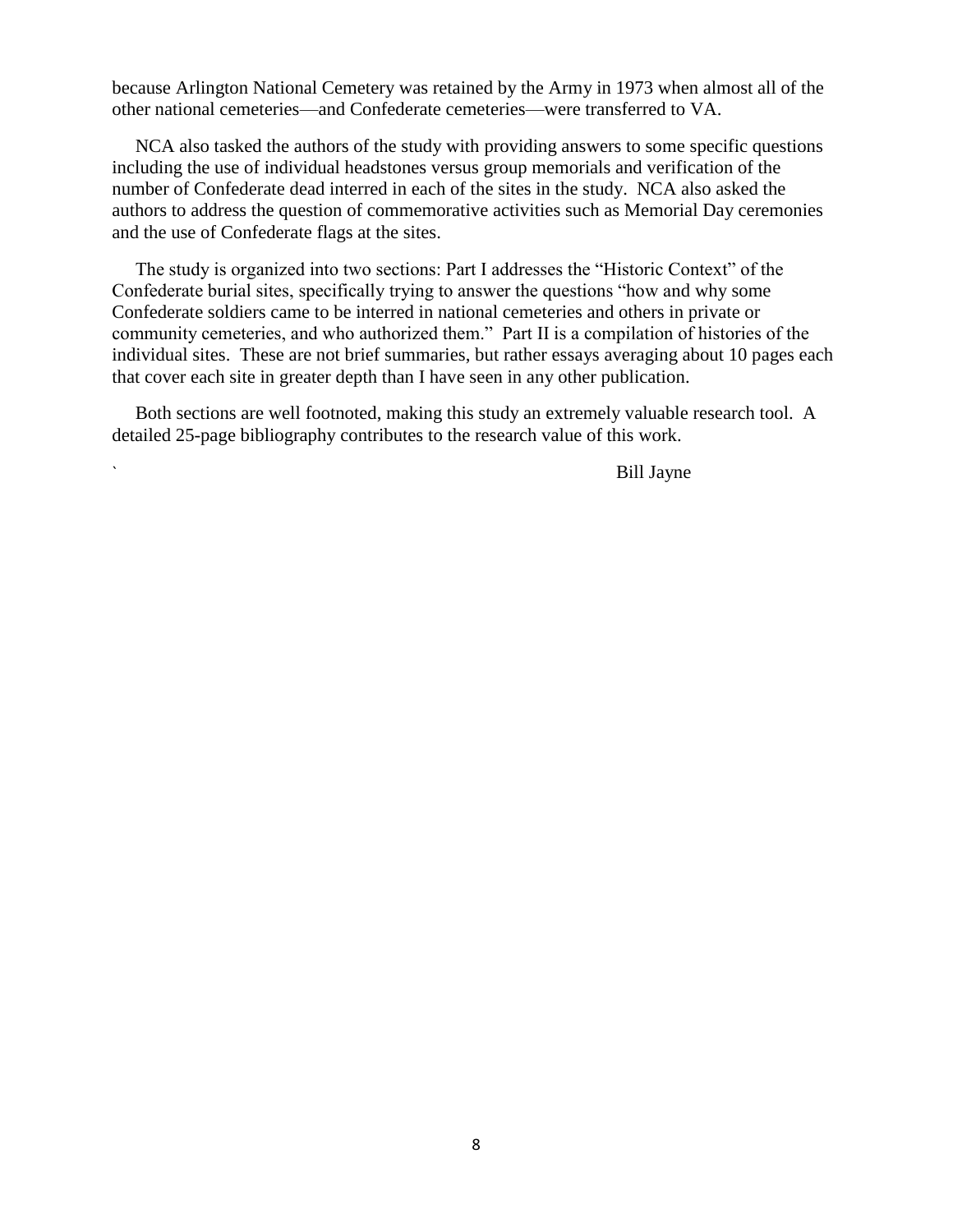because Arlington National Cemetery was retained by the Army in 1973 when almost all of the other national cemeteries—and Confederate cemeteries—were transferred to VA.

NCA also tasked the authors of the study with providing answers to some specific questions including the use of individual headstones versus group memorials and verification of the number of Confederate dead interred in each of the sites in the study. NCA also asked the authors to address the question of commemorative activities such as Memorial Day ceremonies and the use of Confederate flags at the sites.

The study is organized into two sections: Part I addresses the "Historic Context" of the Confederate burial sites, specifically trying to answer the questions "how and why some Confederate soldiers came to be interred in national cemeteries and others in private or community cemeteries, and who authorized them." Part II is a compilation of histories of the individual sites. These are not brief summaries, but rather essays averaging about 10 pages each that cover each site in greater depth than I have seen in any other publication.

Both sections are well footnoted, making this study an extremely valuable research tool. A detailed 25-page bibliography contributes to the research value of this work.

` Bill Jayne